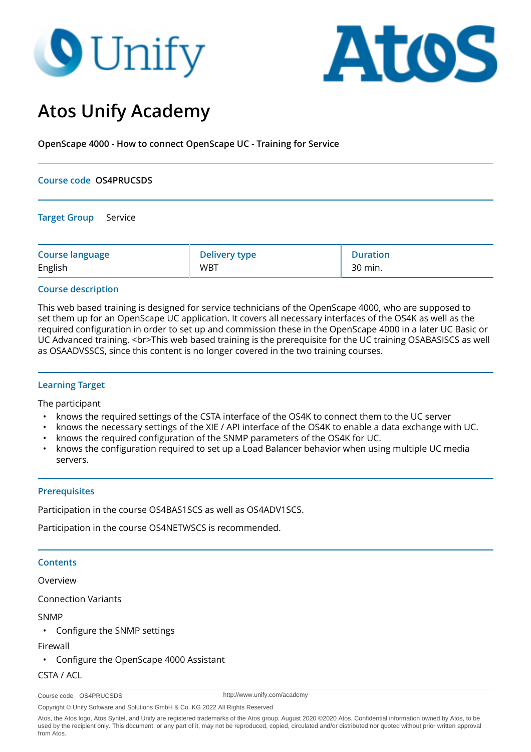# Atos Unify Academy

**OpenScape 4000 - How to connect OpenScape UC - Training for Service**

**Course code** **OS4PRUCSDS**

**Target Group** Service

| Course language | Delivery type | Duration |
|---|---|---|
| English | WBT | 30 min. |

## Course description

This web based training is designed for service technicians of the OpenScape 4000, who are supposed to set them up for an OpenScape UC application. It covers all necessary interfaces of the OS4K as well as the required configuration in order to set up and commission these in the OpenScape 4000 in a later UC Basic or UC Advanced training. <br>This web based training is the prerequisite for the UC training OSABASISCS as well as OSAADVSSCS, since this content is no longer covered in the two training courses.

## Learning Target

The participant

- knows the required settings of the CSTA interface of the OS4K to connect them to the UC server
- knows the necessary settings of the XIE / API interface of the OS4K to enable a data exchange with UC.
- knows the required configuration of the SNMP parameters of the OS4K for UC.
- knows the configuration required to set up a Load Balancer behavior when using multiple UC media servers.

## Prerequisites

Participation in the course OS4BAS1SCS as well as OS4ADV1SCS.

Participation in the course OS4NETWSCS is recommended.

## Contents

Overview

Connection Variants

SNMP

- Configure the SNMP settings

Firewall

- Configure the OpenScape 4000 Assistant

CSTA / ACL

Course code OS4PRUCSDS http://www.unify.com/academy

Copyright © Unify Software and Solutions GmbH & Co. KG 2022 All Rights Reserved

Atos, the Atos logo, Atos Syntel, and Unify are registered trademarks of the Atos group. August 2020 ©2020 Atos. Confidential information owned by Atos, to be used by the recipient only. This document, or any part of it, may not be reproduced, copied, circulated and/or distributed nor quoted without prior written approval from Atos.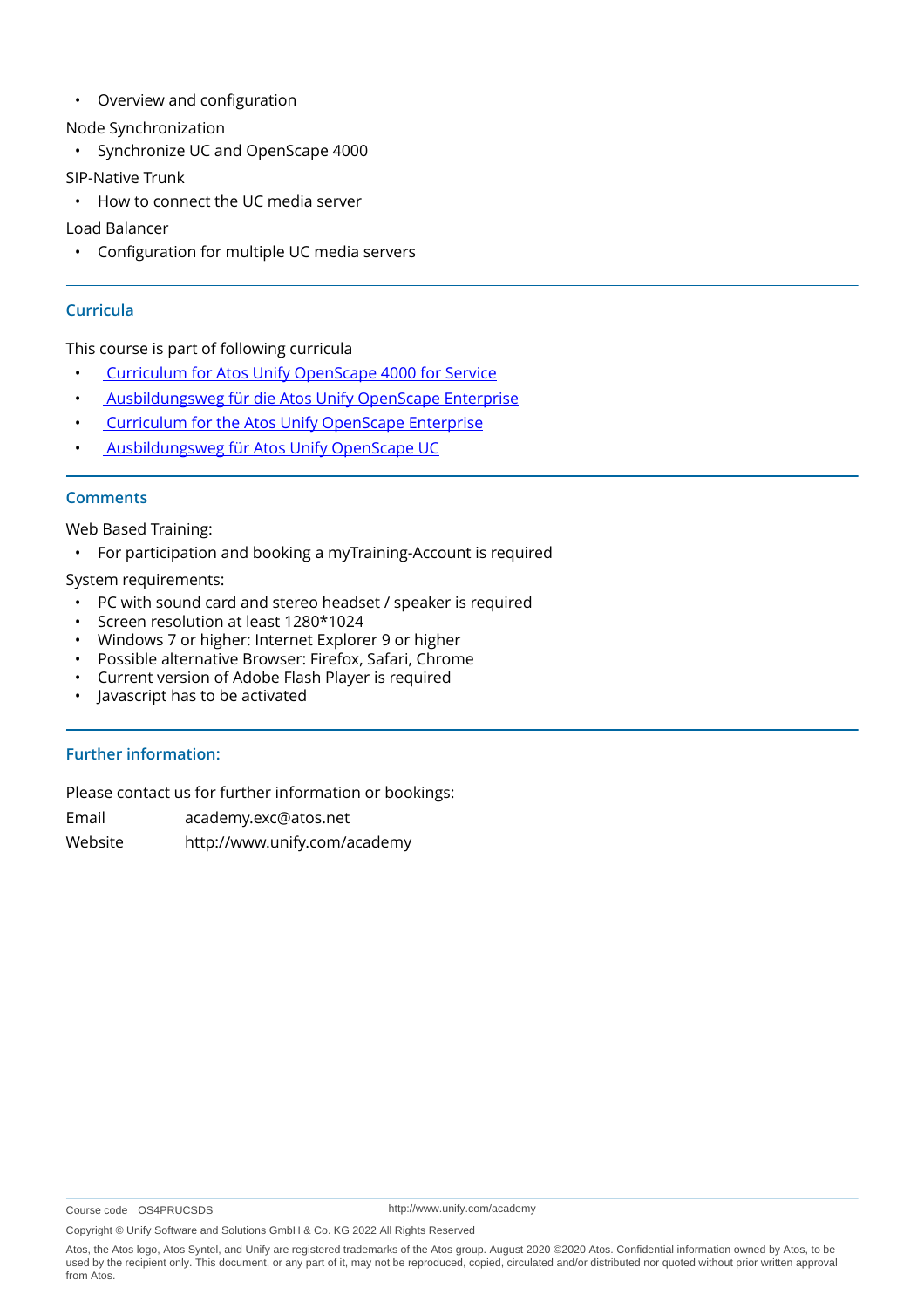- Overview and configuration

Node Synchronization

- Synchronize UC and OpenScape 4000

SIP-Native Trunk

- How to connect the UC media server

Load Balancer

- Configuration for multiple UC media servers

## Curricula

This course is part of following curricula

- Curriculum for Atos Unify OpenScape 4000 for Service
- Ausbildungsweg für die Atos Unify OpenScape Enterprise
- Curriculum for the Atos Unify OpenScape Enterprise
- Ausbildungsweg für Atos Unify OpenScape UC

## Comments

Web Based Training:

- For participation and booking a myTraining-Account is required

System requirements:

- PC with sound card and stereo headset / speaker is required
- Screen resolution at least 1280*1024
- Windows 7 or higher: Internet Explorer 9 or higher
- Possible alternative Browser: Firefox, Safari, Chrome
- Current version of Adobe Flash Player is required
- Javascript has to be activated

## Further information:

Please contact us for further information or bookings:

| | |
|---|---|
| Email | academy.exc@atos.net |
| Website | http://www.unify.com/academy |

Course code OS4PRUCSDS

Copyright © Unify Software and Solutions GmbH & Co. KG 2022 All Rights Reserved

Atos, the Atos logo, Atos Syntel, and Unify are registered trademarks of the Atos group. August 2020 ©2020 Atos. Confidential information owned by Atos, to be used by the recipient only. This document, or any part of it, may not be reproduced, copied, circulated and/or distributed nor quoted without prior written approval from Atos.